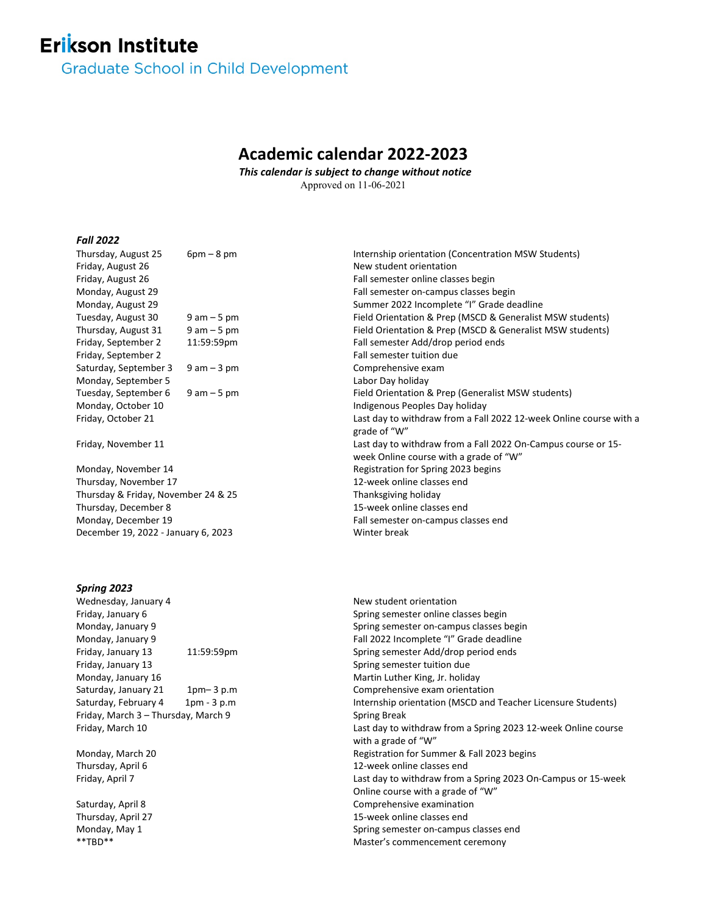Erikson Institute

Graduate School in Child Development

# Academic calendar 2022-2023

***This calendar is subject to change without notice***

Approved on 11-06-2021

### *Fall 2022*

| Date | Time | Event |
|---|---|---|
| Thursday, August 25 | 6pm – 8 pm | Internship orientation (Concentration MSW Students) |
| Friday, August 26 | | New student orientation |
| Friday, August 26 | | Fall semester online classes begin |
| Monday, August 29 | | Fall semester on-campus classes begin |
| Monday, August 29 | | Summer 2022 Incomplete "I" Grade deadline |
| Tuesday, August 30 | 9 am – 5 pm | Field Orientation & Prep (MSCD & Generalist MSW students) |
| Thursday, August 31 | 9 am – 5 pm | Field Orientation & Prep (MSCD & Generalist MSW students) |
| Friday, September 2 | 11:59:59pm | Fall semester Add/drop period ends |
| Friday, September 2 | | Fall semester tuition due |
| Saturday, September 3 | 9 am – 3 pm | Comprehensive exam |
| Monday, September 5 | | Labor Day holiday |
| Tuesday, September 6 | 9 am – 5 pm | Field Orientation & Prep (Generalist MSW students) |
| Monday, October 10 | | Indigenous Peoples Day holiday |
| Friday, October 21 | | Last day to withdraw from a Fall 2022 12-week Online course with a grade of "W" |
| Friday, November 11 | | Last day to withdraw from a Fall 2022 On-Campus course or 15-week Online course with a grade of "W" |
| Monday, November 14 | | Registration for Spring 2023 begins |
| Thursday, November 17 | | 12-week online classes end |
| Thursday & Friday, November 24 & 25 | | Thanksgiving holiday |
| Thursday, December 8 | | 15-week online classes end |
| Monday, December 19 | | Fall semester on-campus classes end |
| December 19, 2022 - January 6, 2023 | | Winter break |

### *Spring 2023*

| Date | Time | Event |
|---|---|---|
| Wednesday, January 4 | | New student orientation |
| Friday, January 6 | | Spring semester online classes begin |
| Monday, January 9 | | Spring semester on-campus classes begin |
| Monday, January 9 | | Fall 2022 Incomplete "I" Grade deadline |
| Friday, January 13 | 11:59:59pm | Spring semester Add/drop period ends |
| Friday, January 13 | | Spring semester tuition due |
| Monday, January 16 | | Martin Luther King, Jr. holiday |
| Saturday, January 21 | 1pm– 3 p.m | Comprehensive exam orientation |
| Saturday, February 4 | 1pm - 3 p.m | Internship orientation (MSCD and Teacher Licensure Students) |
| Friday, March 3 – Thursday, March 9 | | Spring Break |
| Friday, March 10 | | Last day to withdraw from a Spring 2023 12-week Online course with a grade of "W" |
| Monday, March 20 | | Registration for Summer & Fall 2023 begins |
| Thursday, April 6 | | 12-week online classes end |
| Friday, April 7 | | Last day to withdraw from a Spring 2023 On-Campus or 15-week Online course with a grade of "W" |
| Saturday, April 8 | | Comprehensive examination |
| Thursday, April 27 | | 15-week online classes end |
| Monday, May 1 | | Spring semester on-campus classes end |
| **TBD** | | Master's commencement ceremony |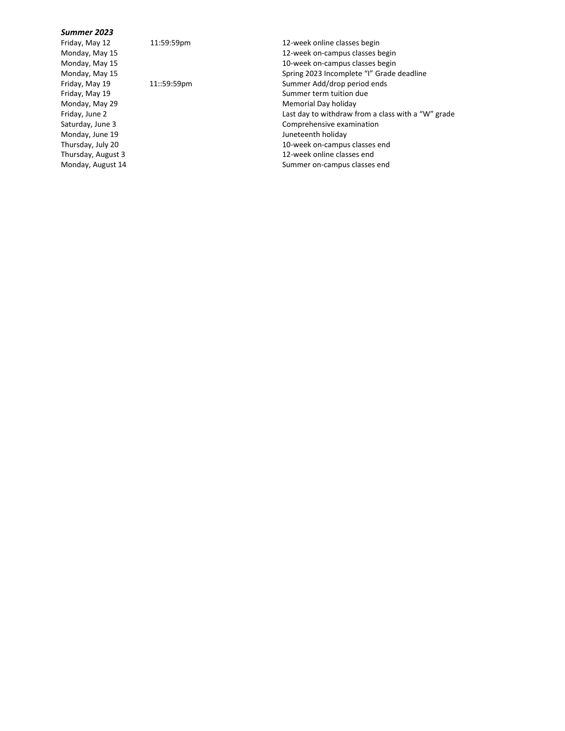***Summer 2023***

| | | |
|---|---|---|
| Friday, May 12 | 11:59:59pm | 12-week online classes begin |
| Monday, May 15 | | 12-week on-campus classes begin |
| Monday, May 15 | | 10-week on-campus classes begin |
| Monday, May 15 | | Spring 2023 Incomplete "I" Grade deadline |
| Friday, May 19 | 11::59:59pm | Summer Add/drop period ends |
| Friday, May 19 | | Summer term tuition due |
| Monday, May 29 | | Memorial Day holiday |
| Friday, June 2 | | Last day to withdraw from a class with a "W" grade |
| Saturday, June 3 | | Comprehensive examination |
| Monday, June 19 | | Juneteenth holiday |
| Thursday, July 20 | | 10-week on-campus classes end |
| Thursday, August 3 | | 12-week online classes end |
| Monday, August 14 | | Summer on-campus classes end |